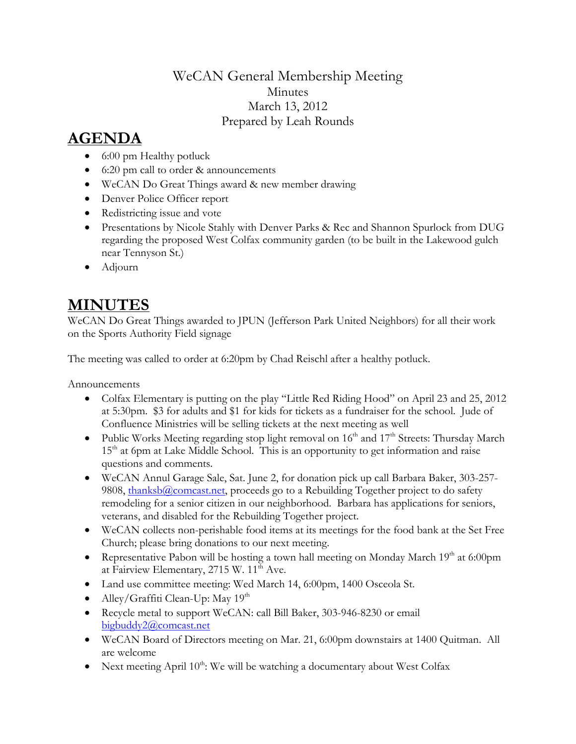# WeCAN General Membership Meeting

Minutes

March 13, 2012

Prepared by Leah Rounds

## AGENDA

- 6:00 pm Healthy potluck
- 6:20 pm call to order & announcements
- WeCAN Do Great Things award & new member drawing
- Denver Police Officer report
- Redistricting issue and vote
- Presentations by Nicole Stahly with Denver Parks & Rec and Shannon Spurlock from DUG regarding the proposed West Colfax community garden (to be built in the Lakewood gulch near Tennyson St.)
- Adjourn

## MINUTES

WeCAN Do Great Things awarded to JPUN (Jefferson Park United Neighbors) for all their work on the Sports Authority Field signage

The meeting was called to order at 6:20pm by Chad Reischl after a healthy potluck.

Announcements

- Colfax Elementary is putting on the play "Little Red Riding Hood" on April 23 and 25, 2012 at 5:30pm. $3 for adults and $1 for kids for tickets as a fundraiser for the school. Jude of Confluence Ministries will be selling tickets at the next meeting as well
- Public Works Meeting regarding stop light removal on 16th and 17th Streets: Thursday March 15th at 6pm at Lake Middle School. This is an opportunity to get information and raise questions and comments.
- WeCAN Annul Garage Sale, Sat. June 2, for donation pick up call Barbara Baker, 303-257-9808, thanksb@comcast.net, proceeds go to a Rebuilding Together project to do safety remodeling for a senior citizen in our neighborhood. Barbara has applications for seniors, veterans, and disabled for the Rebuilding Together project.
- WeCAN collects non-perishable food items at its meetings for the food bank at the Set Free Church; please bring donations to our next meeting.
- Representative Pabon will be hosting a town hall meeting on Monday March 19th at 6:00pm at Fairview Elementary, 2715 W. 11th Ave.
- Land use committee meeting: Wed March 14, 6:00pm, 1400 Osceola St.
- Alley/Graffiti Clean-Up: May 19th
- Recycle metal to support WeCAN: call Bill Baker, 303-946-8230 or email bigbuddy2@comcast.net
- WeCAN Board of Directors meeting on Mar. 21, 6:00pm downstairs at 1400 Quitman. All are welcome
- Next meeting April 10th: We will be watching a documentary about West Colfax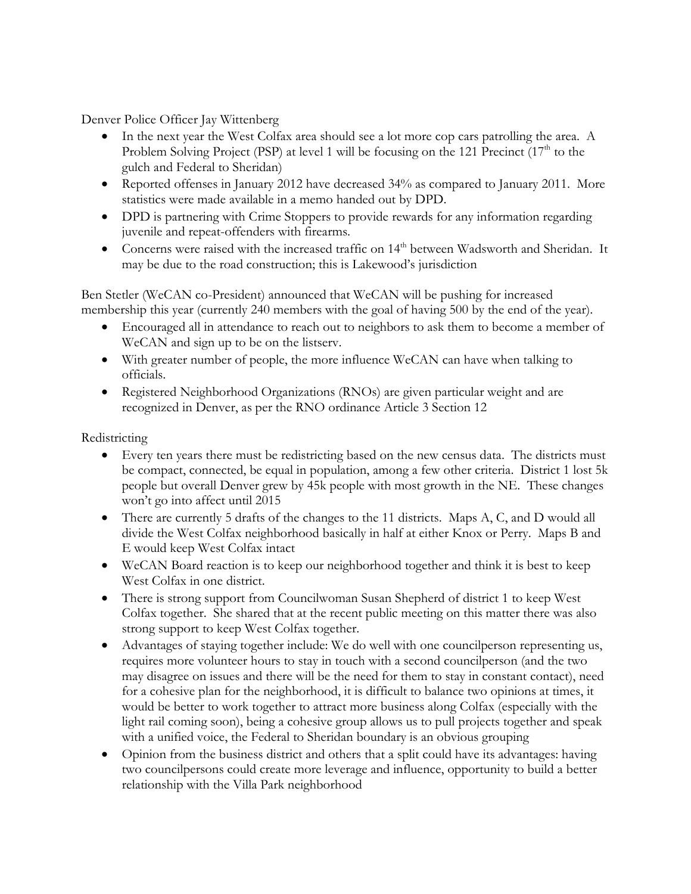Denver Police Officer Jay Wittenberg

- In the next year the West Colfax area should see a lot more cop cars patrolling the area. A Problem Solving Project (PSP) at level 1 will be focusing on the 121 Precinct (17th to the gulch and Federal to Sheridan)
- Reported offenses in January 2012 have decreased 34% as compared to January 2011. More statistics were made available in a memo handed out by DPD.
- DPD is partnering with Crime Stoppers to provide rewards for any information regarding juvenile and repeat-offenders with firearms.
- Concerns were raised with the increased traffic on 14th between Wadsworth and Sheridan. It may be due to the road construction; this is Lakewood's jurisdiction

Ben Stetler (WeCAN co-President) announced that WeCAN will be pushing for increased membership this year (currently 240 members with the goal of having 500 by the end of the year).

- Encouraged all in attendance to reach out to neighbors to ask them to become a member of WeCAN and sign up to be on the listserv.
- With greater number of people, the more influence WeCAN can have when talking to officials.
- Registered Neighborhood Organizations (RNOs) are given particular weight and are recognized in Denver, as per the RNO ordinance Article 3 Section 12

Redistricting

- Every ten years there must be redistricting based on the new census data. The districts must be compact, connected, be equal in population, among a few other criteria. District 1 lost 5k people but overall Denver grew by 45k people with most growth in the NE. These changes won't go into affect until 2015
- There are currently 5 drafts of the changes to the 11 districts. Maps A, C, and D would all divide the West Colfax neighborhood basically in half at either Knox or Perry. Maps B and E would keep West Colfax intact
- WeCAN Board reaction is to keep our neighborhood together and think it is best to keep West Colfax in one district.
- There is strong support from Councilwoman Susan Shepherd of district 1 to keep West Colfax together. She shared that at the recent public meeting on this matter there was also strong support to keep West Colfax together.
- Advantages of staying together include: We do well with one councilperson representing us, requires more volunteer hours to stay in touch with a second councilperson (and the two may disagree on issues and there will be the need for them to stay in constant contact), need for a cohesive plan for the neighborhood, it is difficult to balance two opinions at times, it would be better to work together to attract more business along Colfax (especially with the light rail coming soon), being a cohesive group allows us to pull projects together and speak with a unified voice, the Federal to Sheridan boundary is an obvious grouping
- Opinion from the business district and others that a split could have its advantages: having two councilpersons could create more leverage and influence, opportunity to build a better relationship with the Villa Park neighborhood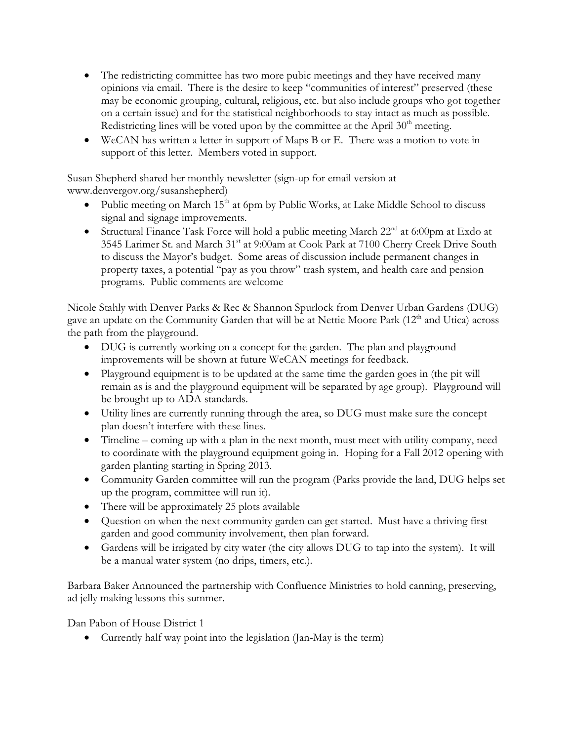- The redistricting committee has two more pubic meetings and they have received many opinions via email. There is the desire to keep "communities of interest" preserved (these may be economic grouping, cultural, religious, etc. but also include groups who got together on a certain issue) and for the statistical neighborhoods to stay intact as much as possible. Redistricting lines will be voted upon by the committee at the April 30th meeting.
- WeCAN has written a letter in support of Maps B or E. There was a motion to vote in support of this letter. Members voted in support.

Susan Shepherd shared her monthly newsletter (sign-up for email version at www.denvergov.org/susanshepherd)

- Public meeting on March 15th at 6pm by Public Works, at Lake Middle School to discuss signal and signage improvements.
- Structural Finance Task Force will hold a public meeting March 22nd at 6:00pm at Exdo at 3545 Larimer St. and March 31st at 9:00am at Cook Park at 7100 Cherry Creek Drive South to discuss the Mayor's budget. Some areas of discussion include permanent changes in property taxes, a potential "pay as you throw" trash system, and health care and pension programs. Public comments are welcome

Nicole Stahly with Denver Parks & Rec & Shannon Spurlock from Denver Urban Gardens (DUG) gave an update on the Community Garden that will be at Nettie Moore Park (12th and Utica) across the path from the playground.

- DUG is currently working on a concept for the garden. The plan and playground improvements will be shown at future WeCAN meetings for feedback.
- Playground equipment is to be updated at the same time the garden goes in (the pit will remain as is and the playground equipment will be separated by age group). Playground will be brought up to ADA standards.
- Utility lines are currently running through the area, so DUG must make sure the concept plan doesn't interfere with these lines.
- Timeline – coming up with a plan in the next month, must meet with utility company, need to coordinate with the playground equipment going in. Hoping for a Fall 2012 opening with garden planting starting in Spring 2013.
- Community Garden committee will run the program (Parks provide the land, DUG helps set up the program, committee will run it).
- There will be approximately 25 plots available
- Question on when the next community garden can get started. Must have a thriving first garden and good community involvement, then plan forward.
- Gardens will be irrigated by city water (the city allows DUG to tap into the system). It will be a manual water system (no drips, timers, etc.).

Barbara Baker Announced the partnership with Confluence Ministries to hold canning, preserving, ad jelly making lessons this summer.

Dan Pabon of House District 1

- Currently half way point into the legislation (Jan-May is the term)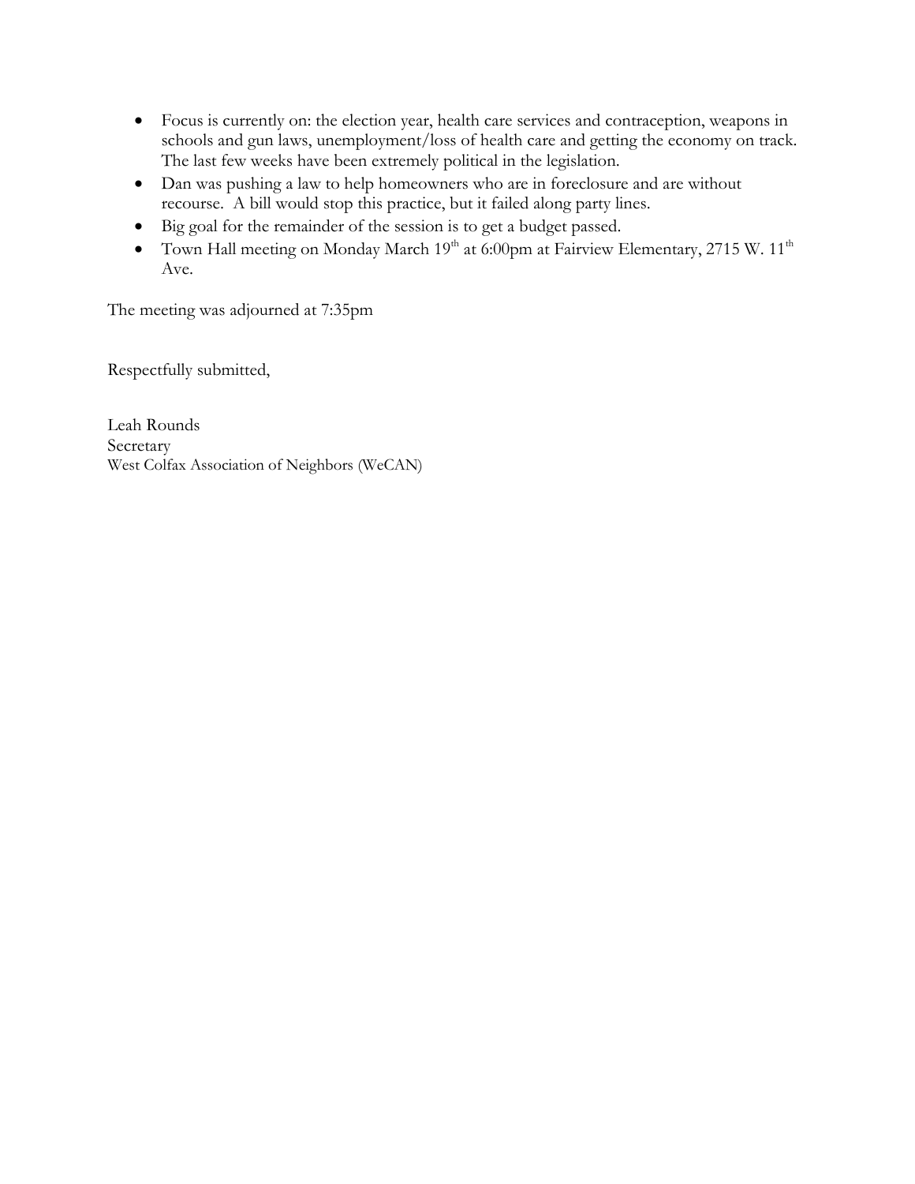- Focus is currently on: the election year, health care services and contraception, weapons in schools and gun laws, unemployment/loss of health care and getting the economy on track. The last few weeks have been extremely political in the legislation.
- Dan was pushing a law to help homeowners who are in foreclosure and are without recourse. A bill would stop this practice, but it failed along party lines.
- Big goal for the remainder of the session is to get a budget passed.
- Town Hall meeting on Monday March 19th at 6:00pm at Fairview Elementary, 2715 W. 11th Ave.

The meeting was adjourned at 7:35pm

Respectfully submitted,

Leah Rounds
Secretary
West Colfax Association of Neighbors (WeCAN)